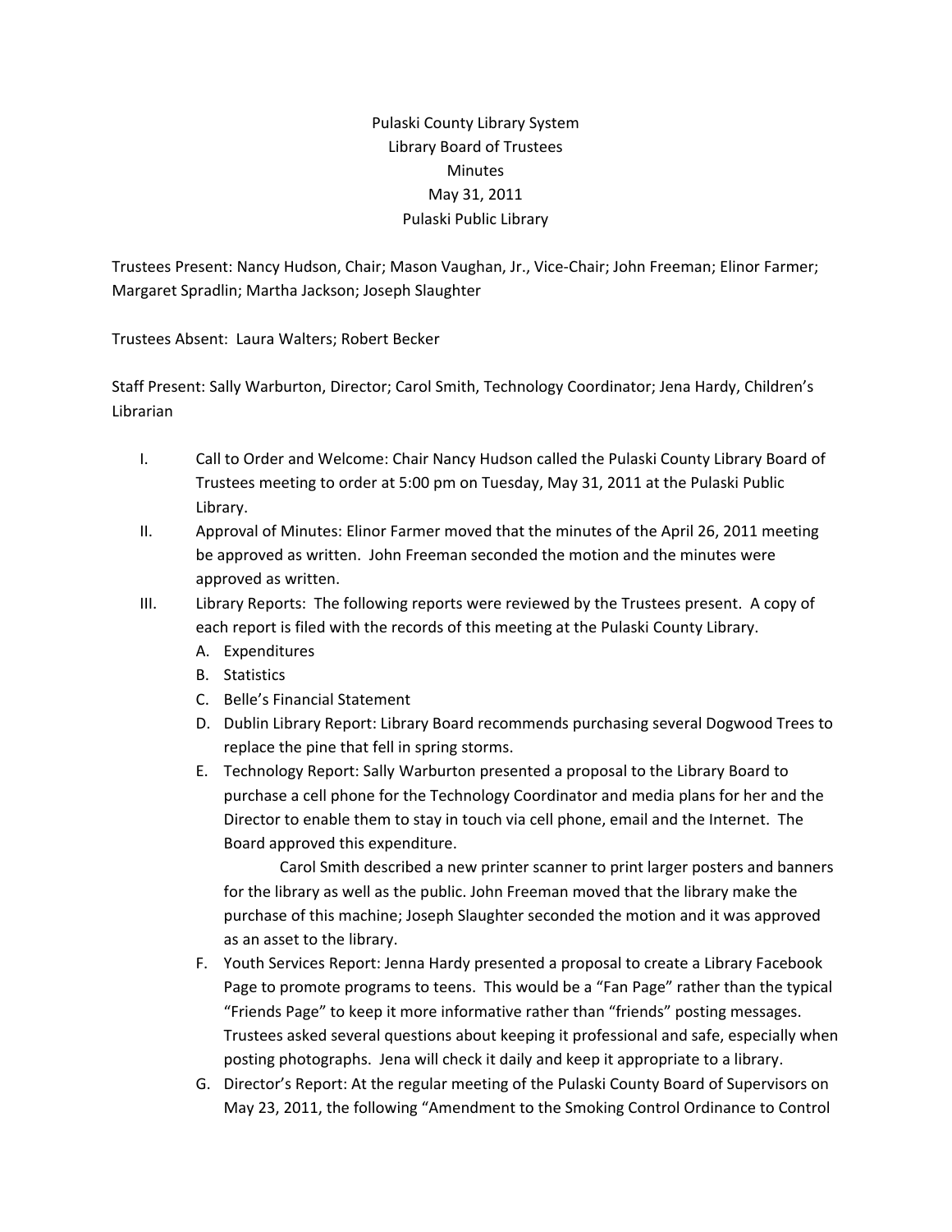Pulaski County Library System
Library Board of Trustees
Minutes
May 31, 2011
Pulaski Public Library

Trustees Present: Nancy Hudson, Chair; Mason Vaughan, Jr., Vice-Chair; John Freeman; Elinor Farmer; Margaret Spradlin; Martha Jackson; Joseph Slaughter

Trustees Absent: Laura Walters; Robert Becker

Staff Present: Sally Warburton, Director; Carol Smith, Technology Coordinator; Jena Hardy, Children's Librarian

I. Call to Order and Welcome: Chair Nancy Hudson called the Pulaski County Library Board of Trustees meeting to order at 5:00 pm on Tuesday, May 31, 2011 at the Pulaski Public Library.

II. Approval of Minutes: Elinor Farmer moved that the minutes of the April 26, 2011 meeting be approved as written. John Freeman seconded the motion and the minutes were approved as written.

III. Library Reports: The following reports were reviewed by the Trustees present. A copy of each report is filed with the records of this meeting at the Pulaski County Library.

   A. Expenditures
   B. Statistics
   C. Belle's Financial Statement
   D. Dublin Library Report: Library Board recommends purchasing several Dogwood Trees to replace the pine that fell in spring storms.
   E. Technology Report: Sally Warburton presented a proposal to the Library Board to purchase a cell phone for the Technology Coordinator and media plans for her and the Director to enable them to stay in touch via cell phone, email and the Internet. The Board approved this expenditure.

      Carol Smith described a new printer scanner to print larger posters and banners for the library as well as the public. John Freeman moved that the library make the purchase of this machine; Joseph Slaughter seconded the motion and it was approved as an asset to the library.
   F. Youth Services Report: Jenna Hardy presented a proposal to create a Library Facebook Page to promote programs to teens. This would be a "Fan Page" rather than the typical "Friends Page" to keep it more informative rather than "friends" posting messages. Trustees asked several questions about keeping it professional and safe, especially when posting photographs. Jena will check it daily and keep it appropriate to a library.
   G. Director's Report: At the regular meeting of the Pulaski County Board of Supervisors on May 23, 2011, the following "Amendment to the Smoking Control Ordinance to Control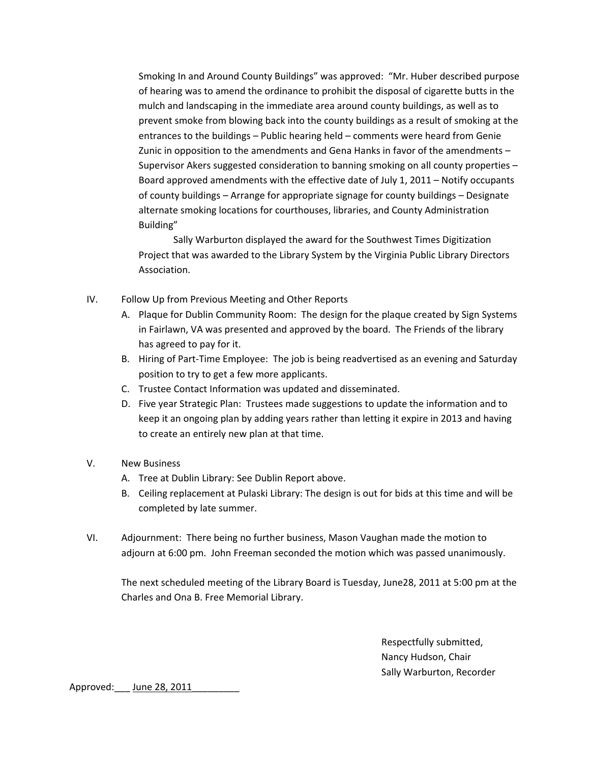Smoking In and Around County Buildings" was approved: "Mr. Huber described purpose of hearing was to amend the ordinance to prohibit the disposal of cigarette butts in the mulch and landscaping in the immediate area around county buildings, as well as to prevent smoke from blowing back into the county buildings as a result of smoking at the entrances to the buildings – Public hearing held – comments were heard from Genie Zunic in opposition to the amendments and Gena Hanks in favor of the amendments – Supervisor Akers suggested consideration to banning smoking on all county properties – Board approved amendments with the effective date of July 1, 2011 – Notify occupants of county buildings – Arrange for appropriate signage for county buildings – Designate alternate smoking locations for courthouses, libraries, and County Administration Building"

Sally Warburton displayed the award for the Southwest Times Digitization Project that was awarded to the Library System by the Virginia Public Library Directors Association.

IV. Follow Up from Previous Meeting and Other Reports

A. Plaque for Dublin Community Room: The design for the plaque created by Sign Systems in Fairlawn, VA was presented and approved by the board. The Friends of the library has agreed to pay for it.
B. Hiring of Part-Time Employee: The job is being readvertised as an evening and Saturday position to try to get a few more applicants.
C. Trustee Contact Information was updated and disseminated.
D. Five year Strategic Plan: Trustees made suggestions to update the information and to keep it an ongoing plan by adding years rather than letting it expire in 2013 and having to create an entirely new plan at that time.

V. New Business

A. Tree at Dublin Library: See Dublin Report above.
B. Ceiling replacement at Pulaski Library: The design is out for bids at this time and will be completed by late summer.

VI. Adjournment: There being no further business, Mason Vaughan made the motion to adjourn at 6:00 pm. John Freeman seconded the motion which was passed unanimously.

The next scheduled meeting of the Library Board is Tuesday, June28, 2011 at 5:00 pm at the Charles and Ona B. Free Memorial Library.

Respectfully submitted,
Nancy Hudson, Chair
Sally Warburton, Recorder

Approved:\_\_\_ June 28, 2011\_\_\_\_\_\_\_\_\_